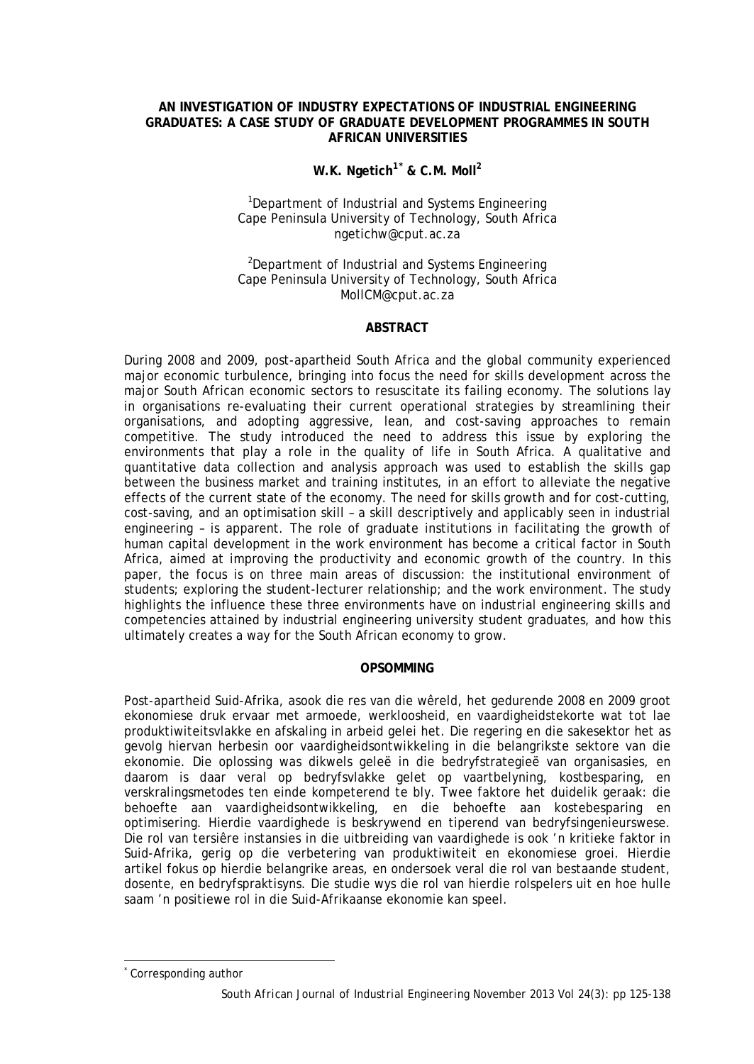# AN INVESTIGATION OF INDUSTRY EXPECTATIONS OF INDUSTRIAL ENGINEERING GRADUATES: A CASE STUDY OF GRADUATE DEVELOPMENT PROGRAMMES IN SOUTH AFRICAN UNIVERSITIES

**W.K. Ngetich[1*] & C.M. Moll[2]**

[1]Department of Industrial and Systems Engineering
Cape Peninsula University of Technology, South Africa
ngetichw@cput.ac.za

[2]Department of Industrial and Systems Engineering
Cape Peninsula University of Technology, South Africa
MollCM@cput.ac.za

## ABSTRACT

During 2008 and 2009, post-apartheid South Africa and the global community experienced major economic turbulence, bringing into focus the need for skills development across the major South African economic sectors to resuscitate its failing economy. The solutions lay in organisations re-evaluating their current operational strategies by streamlining their organisations, and adopting aggressive, lean, and cost-saving approaches to remain competitive. The study introduced the need to address this issue by exploring the environments that play a role in the quality of life in South Africa. A qualitative and quantitative data collection and analysis approach was used to establish the skills gap between the business market and training institutes, in an effort to alleviate the negative effects of the current state of the economy. The need for skills growth and for cost-cutting, cost-saving, and an optimisation skill – a skill descriptively and applicably seen in industrial engineering – is apparent. The role of graduate institutions in facilitating the growth of human capital development in the work environment has become a critical factor in South Africa, aimed at improving the productivity and economic growth of the country. In this paper, the focus is on three main areas of discussion: the institutional environment of students; exploring the student-lecturer relationship; and the work environment. The study highlights the influence these three environments have on industrial engineering skills and competencies attained by industrial engineering university student graduates, and how this ultimately creates a way for the South African economy to grow.

## OPSOMMING

Post-apartheid Suid-Afrika, asook die res van die wêreld, het gedurende 2008 en 2009 groot ekonomiese druk ervaar met armoede, werkloosheid, en vaardigheidstekorte wat tot lae produktiwiteitsvlakke en afskaling in arbeid gelei het. Die regering en die sakesektor het as gevolg hiervan herbesin oor vaardigheidsontwikkeling in die belangrikste sektore van die ekonomie. Die oplossing was dikwels geleë in die bedryfstrategieë van organisasies, en daarom is daar veral op bedryfsvlakke gelet op vaartbelyning, kostbesparing, en verskralingsmetodes ten einde kompeterend te bly. Twee faktore het duidelik geraak: die behoefte aan vaardigheidsontwikkeling, en die behoefte aan kostebesparing en optimisering. Hierdie vaardighede is beskrywend en tiperend van bedryfsingenieurswese. Die rol van tersiêre instansies in die uitbreiding van vaardighede is ook 'n kritieke faktor in Suid-Afrika, gerig op die verbetering van produktiwiteit en ekonomiese groei. Hierdie artikel fokus op hierdie belangrike areas, en ondersoek veral die rol van bestaande student, dosente, en bedryfspraktisyns. Die studie wys die rol van hierdie rolspelers uit en hoe hulle saam 'n positiewe rol in die Suid-Afrikaanse ekonomie kan speel.

---

[*] Corresponding author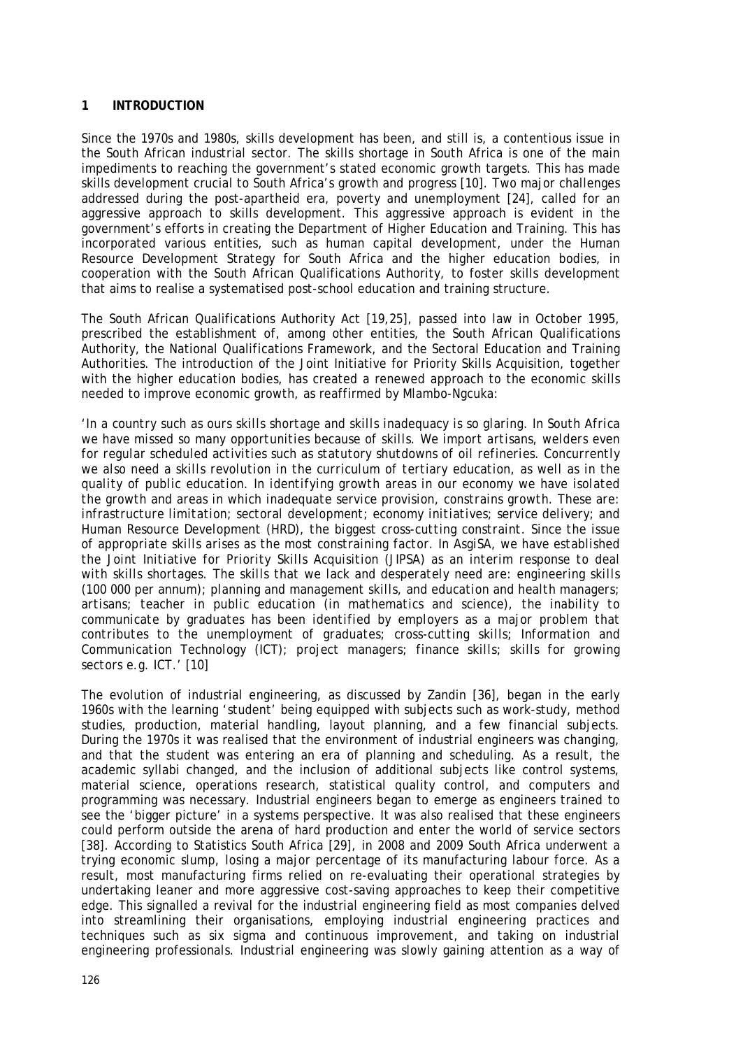## 1 INTRODUCTION

Since the 1970s and 1980s, skills development has been, and still is, a contentious issue in the South African industrial sector. The skills shortage in South Africa is one of the main impediments to reaching the government's stated economic growth targets. This has made skills development crucial to South Africa's growth and progress [10]. Two major challenges addressed during the post-apartheid era, poverty and unemployment [24], called for an aggressive approach to skills development. This aggressive approach is evident in the government's efforts in creating the Department of Higher Education and Training. This has incorporated various entities, such as human capital development, under the Human Resource Development Strategy for South Africa and the higher education bodies, in cooperation with the South African Qualifications Authority, to foster skills development that aims to realise a systematised post-school education and training structure.

The South African Qualifications Authority Act [19,25], passed into law in October 1995, prescribed the establishment of, among other entities, the South African Qualifications Authority, the National Qualifications Framework, and the Sectoral Education and Training Authorities. The introduction of the Joint Initiative for Priority Skills Acquisition, together with the higher education bodies, has created a renewed approach to the economic skills needed to improve economic growth, as reaffirmed by Mlambo-Ngcuka:

'*In a country such as ours skills shortage and skills inadequacy is so glaring. In South Africa we have missed so many opportunities because of skills. We import artisans, welders even for regular scheduled activities such as statutory shutdowns of oil refineries. Concurrently we also need a skills revolution in the curriculum of tertiary education, as well as in the quality of public education. In identifying growth areas in our economy we have isolated the growth and areas in which inadequate service provision, constrains growth. These are: infrastructure limitation; sectoral development; economy initiatives; service delivery; and Human Resource Development (HRD), the biggest cross-cutting constraint. Since the issue of appropriate skills arises as the most constraining factor. In AsgiSA, we have established the Joint Initiative for Priority Skills Acquisition (JIPSA) as an interim response to deal with skills shortages. The skills that we lack and desperately need are: engineering skills (100 000 per annum); planning and management skills, and education and health managers; artisans; teacher in public education (in mathematics and science), the inability to communicate by graduates has been identified by employers as a major problem that contributes to the unemployment of graduates; cross-cutting skills; Information and Communication Technology (ICT); project managers; finance skills; skills for growing sectors e.g. ICT.*' [10]

The evolution of industrial engineering, as discussed by Zandin [36], began in the early 1960s with the learning 'student' being equipped with subjects such as work-study, method studies, production, material handling, layout planning, and a few financial subjects. During the 1970s it was realised that the environment of industrial engineers was changing, and that the student was entering an era of planning and scheduling. As a result, the academic syllabi changed, and the inclusion of additional subjects like control systems, material science, operations research, statistical quality control, and computers and programming was necessary. Industrial engineers began to emerge as engineers trained to see the 'bigger picture' in a systems perspective. It was also realised that these engineers could perform outside the arena of hard production and enter the world of service sectors [38]. According to Statistics South Africa [29], in 2008 and 2009 South Africa underwent a trying economic slump, losing a major percentage of its manufacturing labour force. As a result, most manufacturing firms relied on re-evaluating their operational strategies by undertaking leaner and more aggressive cost-saving approaches to keep their competitive edge. This signalled a revival for the industrial engineering field as most companies delved into streamlining their organisations, employing industrial engineering practices and techniques such as six sigma and continuous improvement, and taking on industrial engineering professionals. Industrial engineering was slowly gaining attention as a way of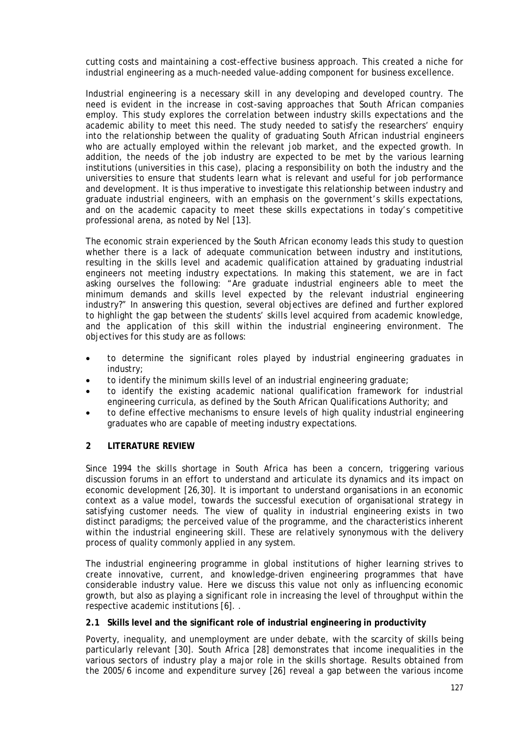cutting costs and maintaining a cost-effective business approach. This created a niche for industrial engineering as a much-needed value-adding component for business excellence.

Industrial engineering is a necessary skill in any developing and developed country. The need is evident in the increase in cost-saving approaches that South African companies employ. This study explores the correlation between industry skills expectations and the academic ability to meet this need. The study needed to satisfy the researchers' enquiry into the relationship between the quality of graduating South African industrial engineers who are actually employed within the relevant job market, and the expected growth. In addition, the needs of the job industry are expected to be met by the various learning institutions (universities in this case), placing a responsibility on both the industry and the universities to ensure that students learn what is relevant and useful for job performance and development. It is thus imperative to investigate this relationship between industry and graduate industrial engineers, with an emphasis on the government's skills expectations, and on the academic capacity to meet these skills expectations in today's competitive professional arena, as noted by Nel [13].

The economic strain experienced by the South African economy leads this study to question whether there is a lack of adequate communication between industry and institutions, resulting in the skills level and academic qualification attained by graduating industrial engineers not meeting industry expectations. In making this statement, we are in fact asking ourselves the following: "Are graduate industrial engineers able to meet the minimum demands and skills level expected by the relevant industrial engineering industry?" In answering this question, several objectives are defined and further explored to highlight the gap between the students' skills level acquired from academic knowledge, and the application of this skill within the industrial engineering environment. The objectives for this study are as follows:

- to determine the significant roles played by industrial engineering graduates in industry;
- to identify the minimum skills level of an industrial engineering graduate;
- to identify the existing academic national qualification framework for industrial engineering curricula, as defined by the South African Qualifications Authority; and
- to define effective mechanisms to ensure levels of high quality industrial engineering graduates who are capable of meeting industry expectations.

## 2 LITERATURE REVIEW

Since 1994 the skills shortage in South Africa has been a concern, triggering various discussion forums in an effort to understand and articulate its dynamics and its impact on economic development [26,30]. It is important to understand organisations in an economic context as a value model, towards the successful execution of organisational strategy in satisfying customer needs. The view of quality in industrial engineering exists in two distinct paradigms; the perceived value of the programme, and the characteristics inherent within the industrial engineering skill. These are relatively synonymous with the delivery process of quality commonly applied in any system.

The industrial engineering programme in global institutions of higher learning strives to create innovative, current, and knowledge-driven engineering programmes that have considerable industry value. Here we discuss this value not only as influencing economic growth, but also as playing a significant role in increasing the level of throughput within the respective academic institutions [6]. .

### 2.1 Skills level and the significant role of industrial engineering in productivity

Poverty, inequality, and unemployment are under debate, with the scarcity of skills being particularly relevant [30]. South Africa [28] demonstrates that income inequalities in the various sectors of industry play a major role in the skills shortage. Results obtained from the 2005/6 income and expenditure survey [26] reveal a gap between the various income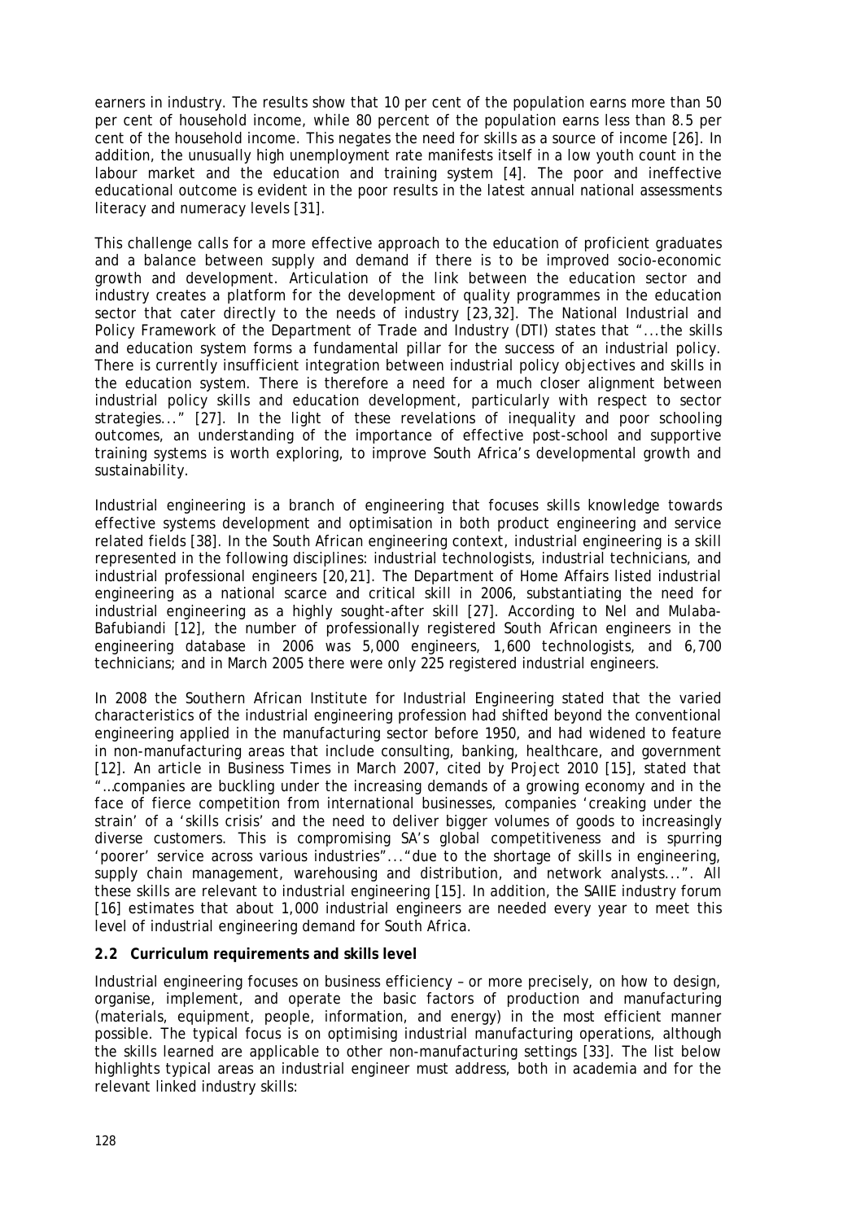earners in industry. The results show that 10 per cent of the population earns more than 50 per cent of household income, while 80 percent of the population earns less than 8.5 per cent of the household income. This negates the need for skills as a source of income [26]. In addition, the unusually high unemployment rate manifests itself in a low youth count in the labour market and the education and training system [4]. The poor and ineffective educational outcome is evident in the poor results in the latest annual national assessments literacy and numeracy levels [31].

This challenge calls for a more effective approach to the education of proficient graduates and a balance between supply and demand if there is to be improved socio-economic growth and development. Articulation of the link between the education sector and industry creates a platform for the development of quality programmes in the education sector that cater directly to the needs of industry [23,32]. The National Industrial and Policy Framework of the Department of Trade and Industry (DTI) states that "...the skills and education system forms a fundamental pillar for the success of an industrial policy. There is currently insufficient integration between industrial policy objectives and skills in the education system. There is therefore a need for a much closer alignment between industrial policy skills and education development, particularly with respect to sector strategies..." [27]. In the light of these revelations of inequality and poor schooling outcomes, an understanding of the importance of effective post-school and supportive training systems is worth exploring, to improve South Africa's developmental growth and sustainability.

Industrial engineering is a branch of engineering that focuses skills knowledge towards effective systems development and optimisation in both product engineering and service related fields [38]. In the South African engineering context, industrial engineering is a skill represented in the following disciplines: industrial technologists, industrial technicians, and industrial professional engineers [20,21]. The Department of Home Affairs listed industrial engineering as a national scarce and critical skill in 2006, substantiating the need for industrial engineering as a highly sought-after skill [27]. According to Nel and Mulaba-Bafubiandi [12], the number of professionally registered South African engineers in the engineering database in 2006 was 5,000 engineers, 1,600 technologists, and 6,700 technicians; and in March 2005 there were only 225 registered industrial engineers.

In 2008 the Southern African Institute for Industrial Engineering stated that the varied characteristics of the industrial engineering profession had shifted beyond the conventional engineering applied in the manufacturing sector before 1950, and had widened to feature in non-manufacturing areas that include consulting, banking, healthcare, and government [12]. An article in Business Times in March 2007, cited by Project 2010 [15], stated that "…companies are buckling under the increasing demands of a growing economy and in the face of fierce competition from international businesses, companies 'creaking under the strain' of a 'skills crisis' and the need to deliver bigger volumes of goods to increasingly diverse customers. This is compromising SA's global competitiveness and is spurring 'poorer' service across various industries"..."due to the shortage of skills in engineering, supply chain management, warehousing and distribution, and network analysts...". All these skills are relevant to industrial engineering [15]. In addition, the SAIIE industry forum [16] estimates that about 1,000 industrial engineers are needed every year to meet this level of industrial engineering demand for South Africa.

### 2.2 Curriculum requirements and skills level

Industrial engineering focuses on business efficiency – or more precisely, on how to design, organise, implement, and operate the basic factors of production and manufacturing (materials, equipment, people, information, and energy) in the most efficient manner possible. The typical focus is on optimising industrial manufacturing operations, although the skills learned are applicable to other non-manufacturing settings [33]. The list below highlights typical areas an industrial engineer must address, both in academia and for the relevant linked industry skills: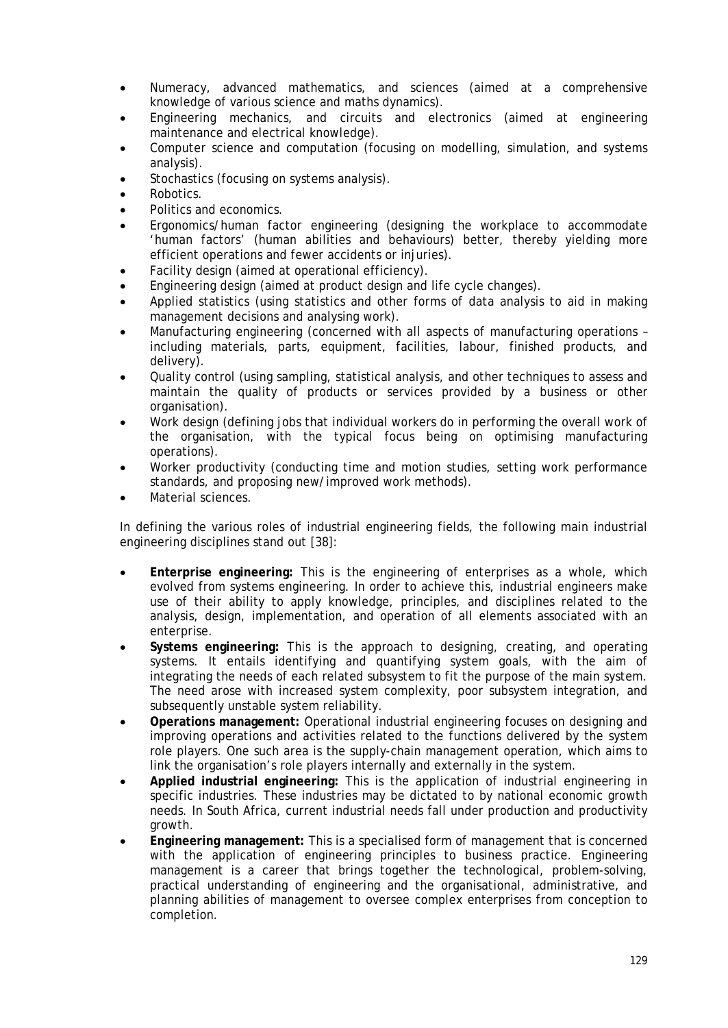- Numeracy, advanced mathematics, and sciences (aimed at a comprehensive knowledge of various science and maths dynamics).
- Engineering mechanics, and circuits and electronics (aimed at engineering maintenance and electrical knowledge).
- Computer science and computation (focusing on modelling, simulation, and systems analysis).
- Stochastics (focusing on systems analysis).
- Robotics.
- Politics and economics.
- Ergonomics/human factor engineering (designing the workplace to accommodate 'human factors' (human abilities and behaviours) better, thereby yielding more efficient operations and fewer accidents or injuries).
- Facility design (aimed at operational efficiency).
- Engineering design (aimed at product design and life cycle changes).
- Applied statistics (using statistics and other forms of data analysis to aid in making management decisions and analysing work).
- Manufacturing engineering (concerned with all aspects of manufacturing operations – including materials, parts, equipment, facilities, labour, finished products, and delivery).
- Quality control (using sampling, statistical analysis, and other techniques to assess and maintain the quality of products or services provided by a business or other organisation).
- Work design (defining jobs that individual workers do in performing the overall work of the organisation, with the typical focus being on optimising manufacturing operations).
- Worker productivity (conducting time and motion studies, setting work performance standards, and proposing new/improved work methods).
- Material sciences.

In defining the various roles of industrial engineering fields, the following main industrial engineering disciplines stand out [38]:

- **Enterprise engineering:** This is the engineering of enterprises as a whole, which evolved from systems engineering. In order to achieve this, industrial engineers make use of their ability to apply knowledge, principles, and disciplines related to the analysis, design, implementation, and operation of all elements associated with an enterprise.
- **Systems engineering:** This is the approach to designing, creating, and operating systems. It entails identifying and quantifying system goals, with the aim of integrating the needs of each related subsystem to fit the purpose of the main system. The need arose with increased system complexity, poor subsystem integration, and subsequently unstable system reliability.
- **Operations management:** Operational industrial engineering focuses on designing and improving operations and activities related to the functions delivered by the system role players. One such area is the supply-chain management operation, which aims to link the organisation's role players internally and externally in the system.
- **Applied industrial engineering:** This is the application of industrial engineering in specific industries. These industries may be dictated to by national economic growth needs. In South Africa, current industrial needs fall under production and productivity growth.
- **Engineering management:** This is a specialised form of management that is concerned with the application of engineering principles to business practice. Engineering management is a career that brings together the technological, problem-solving, practical understanding of engineering and the organisational, administrative, and planning abilities of management to oversee complex enterprises from conception to completion.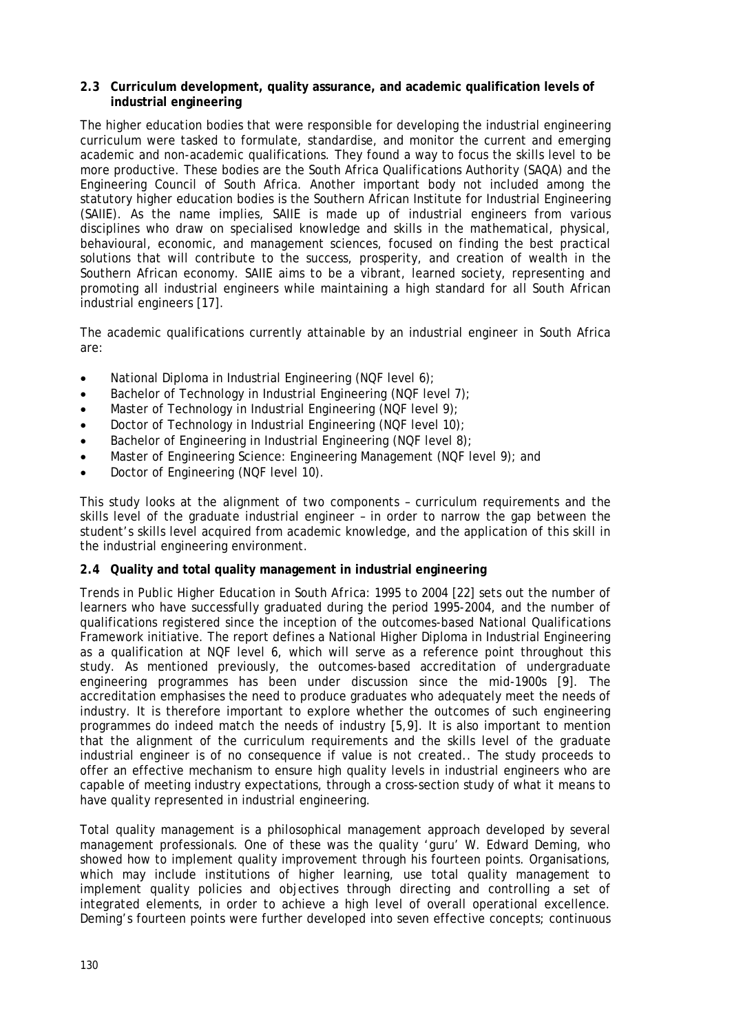### 2.3 Curriculum development, quality assurance, and academic qualification levels of industrial engineering

The higher education bodies that were responsible for developing the industrial engineering curriculum were tasked to formulate, standardise, and monitor the current and emerging academic and non-academic qualifications. They found a way to focus the skills level to be more productive. These bodies are the South Africa Qualifications Authority (SAQA) and the Engineering Council of South Africa. Another important body not included among the statutory higher education bodies is the Southern African Institute for Industrial Engineering (SAIIE). As the name implies, SAIIE is made up of industrial engineers from various disciplines who draw on specialised knowledge and skills in the mathematical, physical, behavioural, economic, and management sciences, focused on finding the best practical solutions that will contribute to the success, prosperity, and creation of wealth in the Southern African economy. SAIIE aims to be a vibrant, learned society, representing and promoting all industrial engineers while maintaining a high standard for all South African industrial engineers [17].

The academic qualifications currently attainable by an industrial engineer in South Africa are:

- National Diploma in Industrial Engineering (NQF level 6);
- Bachelor of Technology in Industrial Engineering (NQF level 7);
- Master of Technology in Industrial Engineering (NQF level 9);
- Doctor of Technology in Industrial Engineering (NQF level 10);
- Bachelor of Engineering in Industrial Engineering (NQF level 8);
- Master of Engineering Science: Engineering Management (NQF level 9); and
- Doctor of Engineering (NQF level 10).

This study looks at the alignment of two components – curriculum requirements and the skills level of the graduate industrial engineer – in order to narrow the gap between the student's skills level acquired from academic knowledge, and the application of this skill in the industrial engineering environment.

### 2.4 Quality and total quality management in industrial engineering

*Trends in Public Higher Education in South Africa: 1995 to 2004* [22] sets out the number of learners who have successfully graduated during the period 1995-2004, and the number of qualifications registered since the inception of the outcomes-based National Qualifications Framework initiative. The report defines a National Higher Diploma in Industrial Engineering as a qualification at NQF level 6, which will serve as a reference point throughout this study. As mentioned previously, the outcomes-based accreditation of undergraduate engineering programmes has been under discussion since the mid-1900s [9]. The accreditation emphasises the need to produce graduates who adequately meet the needs of industry. It is therefore important to explore whether the outcomes of such engineering programmes do indeed match the needs of industry [5,9]. It is also important to mention that the alignment of the curriculum requirements and the skills level of the graduate industrial engineer is of no consequence if value is not created.. The study proceeds to offer an effective mechanism to ensure high quality levels in industrial engineers who are capable of meeting industry expectations, through a cross-section study of what it means to have quality represented in industrial engineering.

Total quality management is a philosophical management approach developed by several management professionals. One of these was the quality 'guru' W. Edward Deming, who showed how to implement quality improvement through his fourteen points. Organisations, which may include institutions of higher learning, use total quality management to implement quality policies and objectives through directing and controlling a set of integrated elements, in order to achieve a high level of overall operational excellence. Deming's fourteen points were further developed into seven effective concepts; continuous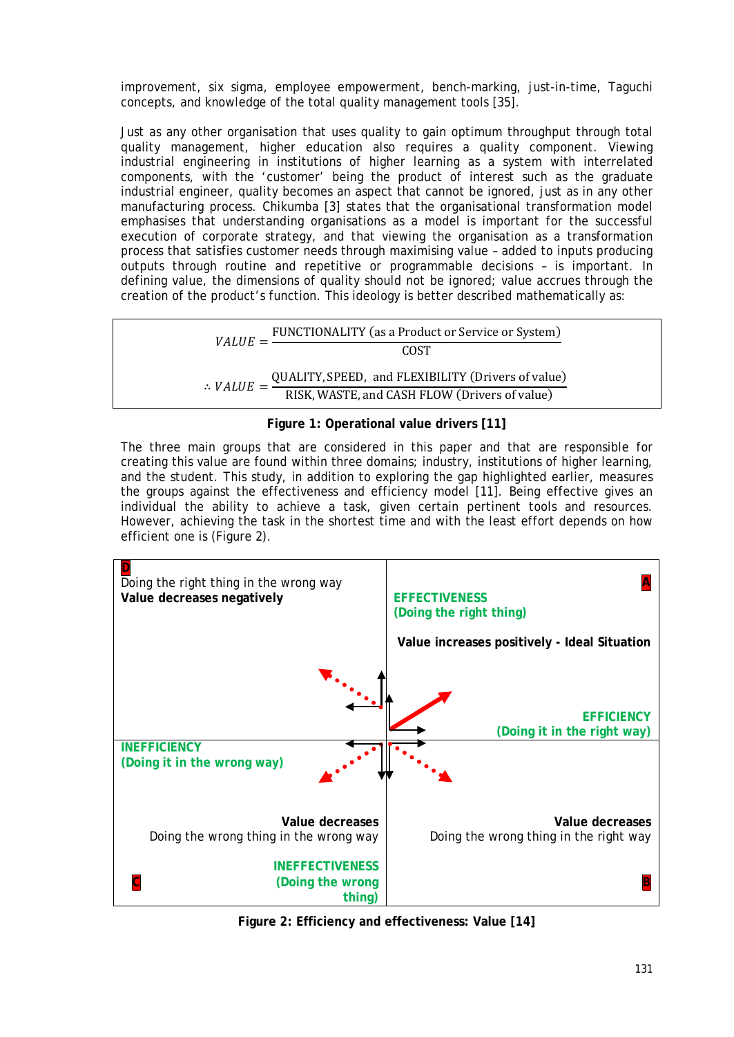improvement, six sigma, employee empowerment, bench-marking, just-in-time, Taguchi concepts, and knowledge of the total quality management tools [35].

Just as any other organisation that uses quality to gain optimum throughput through total quality management, higher education also requires a quality component. Viewing industrial engineering in institutions of higher learning as a system with interrelated components, with the 'customer' being the product of interest such as the graduate industrial engineer, quality becomes an aspect that cannot be ignored, just as in any other manufacturing process. Chikumba [3] states that the organisational transformation model emphasises that understanding organisations as a model is important for the successful execution of corporate strategy, and that viewing the organisation as a transformation process that satisfies customer needs through maximising value – added to inputs producing outputs through routine and repetitive or programmable decisions – is important. In defining value, the dimensions of quality should not be ignored; value accrues through the creation of the product's function. This ideology is better described mathematically as:

$$VALUE = \frac{\text{FUNCTIONALITY (as a Product or Service or System)}}{\text{COST}}$$

$$\therefore VALUE = \frac{\text{QUALITY, SPEED, and FLEXIBILITY (Drivers of value)}}{\text{RISK, WASTE, and CASH FLOW (Drivers of value)}}$$

**Figure 1: Operational value drivers [11]**

The three main groups that are considered in this paper and that are responsible for creating this value are found within three domains; industry, institutions of higher learning, and the student. This study, in addition to exploring the gap highlighted earlier, measures the groups against the effectiveness and efficiency model [11]. Being effective gives an individual the ability to achieve a task, given certain pertinent tools and resources. However, achieving the task in the shortest time and with the least effort depends on how efficient one is (Figure 2).

| | |
|---|---|
| **D** Doing the right thing in the wrong way **Value decreases negatively** | **A** **EFFECTIVENESS (Doing the right thing)** **Value increases positively - Ideal Situation** **EFFICIENCY (Doing it in the right way)** |
| **INEFFICIENCY (Doing it in the wrong way)** **Value decreases** Doing the wrong thing in the wrong way **INEFFECTIVENESS (Doing the wrong thing)** **C** | **Value decreases** Doing the wrong thing in the right way **B** |

**Figure 2: Efficiency and effectiveness: Value [14]**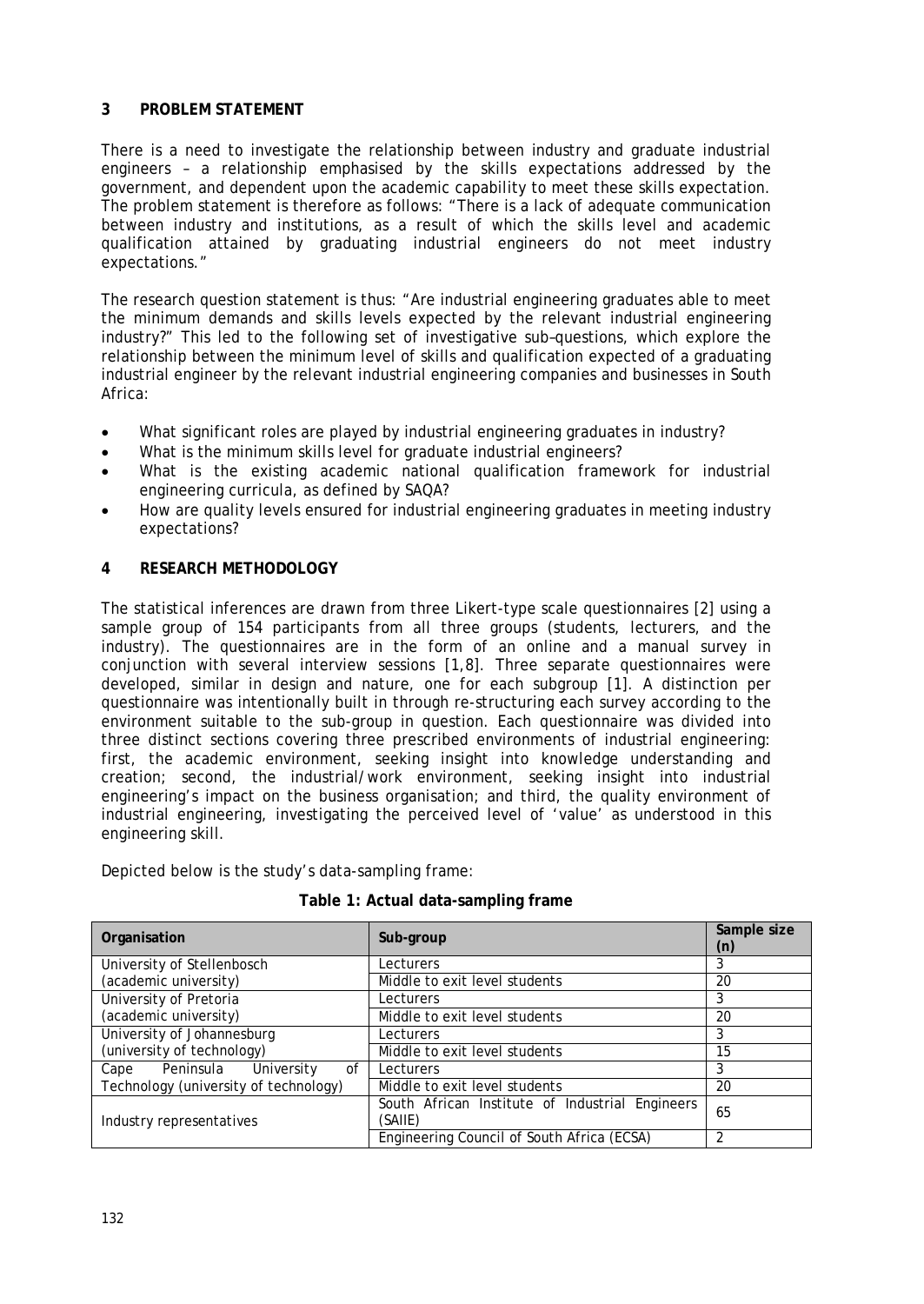## 3 PROBLEM STATEMENT

There is a need to investigate the relationship between industry and graduate industrial engineers – a relationship emphasised by the skills expectations addressed by the government, and dependent upon the academic capability to meet these skills expectation. The problem statement is therefore as follows: "There is a lack of adequate communication between industry and institutions, as a result of which the skills level and academic qualification attained by graduating industrial engineers do not meet industry expectations."

The research question statement is thus: "Are industrial engineering graduates able to meet the minimum demands and skills levels expected by the relevant industrial engineering industry?" This led to the following set of investigative sub–questions, which explore the relationship between the minimum level of skills and qualification expected of a graduating industrial engineer by the relevant industrial engineering companies and businesses in South Africa:

- What significant roles are played by industrial engineering graduates in industry?
- What is the minimum skills level for graduate industrial engineers?
- What is the existing academic national qualification framework for industrial engineering curricula, as defined by SAQA?
- How are quality levels ensured for industrial engineering graduates in meeting industry expectations?

## 4 RESEARCH METHODOLOGY

The statistical inferences are drawn from three Likert-type scale questionnaires [2] using a sample group of 154 participants from all three groups (students, lecturers, and the industry). The questionnaires are in the form of an online and a manual survey in conjunction with several interview sessions [1,8]. Three separate questionnaires were developed, similar in design and nature, one for each subgroup [1]. A distinction per questionnaire was intentionally built in through re-structuring each survey according to the environment suitable to the sub-group in question. Each questionnaire was divided into three distinct sections covering three prescribed environments of industrial engineering: first, the academic environment, seeking insight into knowledge understanding and creation; second, the industrial/work environment, seeking insight into industrial engineering's impact on the business organisation; and third, the quality environment of industrial engineering, investigating the perceived level of 'value' as understood in this engineering skill.

Depicted below is the study's data-sampling frame:

**Table 1: Actual data-sampling frame**

| Organisation | Sub-group | Sample size (n) |
|---|---|---|
| University of Stellenbosch (academic university) | Lecturers | 3 |
| | Middle to exit level students | 20 |
| University of Pretoria (academic university) | Lecturers | 3 |
| | Middle to exit level students | 20 |
| University of Johannesburg (university of technology) | Lecturers | 3 |
| | Middle to exit level students | 15 |
| Cape Peninsula University of Technology (university of technology) | Lecturers | 3 |
| | Middle to exit level students | 20 |
| Industry representatives | South African Institute of Industrial Engineers (SAIIE) | 65 |
| | Engineering Council of South Africa (ECSA) | 2 |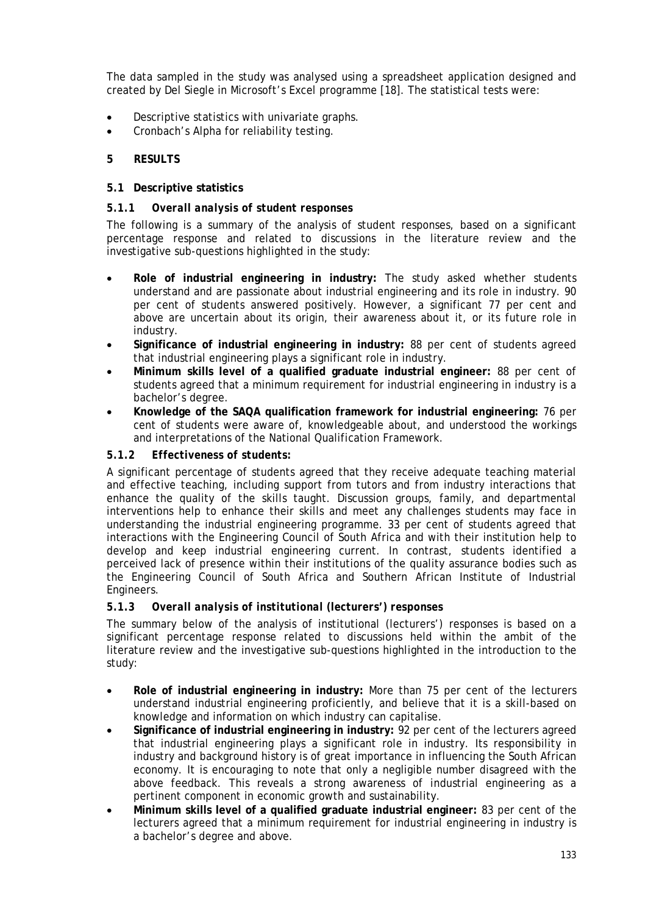The data sampled in the study was analysed using a spreadsheet application designed and created by Del Siegle in Microsoft's Excel programme [18]. The statistical tests were:

- Descriptive statistics with univariate graphs.
- Cronbach's Alpha for reliability testing.

## 5 RESULTS

### 5.1 Descriptive statistics

#### 5.1.1 *Overall analysis of student responses*

The following is a summary of the analysis of student responses, based on a significant percentage response and related to discussions in the literature review and the investigative sub-questions highlighted in the study:

- **Role of industrial engineering in industry:** The study asked whether students understand and are passionate about industrial engineering and its role in industry. 90 per cent of students answered positively. However, a significant 77 per cent and above are uncertain about its origin, their awareness about it, or its future role in industry.
- **Significance of industrial engineering in industry:** 88 per cent of students agreed that industrial engineering plays a significant role in industry.
- **Minimum skills level of a qualified graduate industrial engineer:** 88 per cent of students agreed that a minimum requirement for industrial engineering in industry is a bachelor's degree.
- **Knowledge of the SAQA qualification framework for industrial engineering:** 76 per cent of students were aware of, knowledgeable about, and understood the workings and interpretations of the National Qualification Framework.

#### 5.1.2 *Effectiveness of students:*

A significant percentage of students agreed that they receive adequate teaching material and effective teaching, including support from tutors and from industry interactions that enhance the quality of the skills taught. Discussion groups, family, and departmental interventions help to enhance their skills and meet any challenges students may face in understanding the industrial engineering programme. 33 per cent of students agreed that interactions with the Engineering Council of South Africa and with their institution help to develop and keep industrial engineering current. In contrast, students identified a perceived lack of presence within their institutions of the quality assurance bodies such as the Engineering Council of South Africa and Southern African Institute of Industrial Engineers.

#### 5.1.3 *Overall analysis of institutional (lecturers') responses*

The summary below of the analysis of institutional (lecturers') responses is based on a significant percentage response related to discussions held within the ambit of the literature review and the investigative sub-questions highlighted in the introduction to the study:

- **Role of industrial engineering in industry:** More than 75 per cent of the lecturers understand industrial engineering proficiently, and believe that it is a skill-based on knowledge and information on which industry can capitalise.
- **Significance of industrial engineering in industry:** 92 per cent of the lecturers agreed that industrial engineering plays a significant role in industry. Its responsibility in industry and background history is of great importance in influencing the South African economy. It is encouraging to note that only a negligible number disagreed with the above feedback. This reveals a strong awareness of industrial engineering as a pertinent component in economic growth and sustainability.
- **Minimum skills level of a qualified graduate industrial engineer:** 83 per cent of the lecturers agreed that a minimum requirement for industrial engineering in industry is a bachelor's degree and above.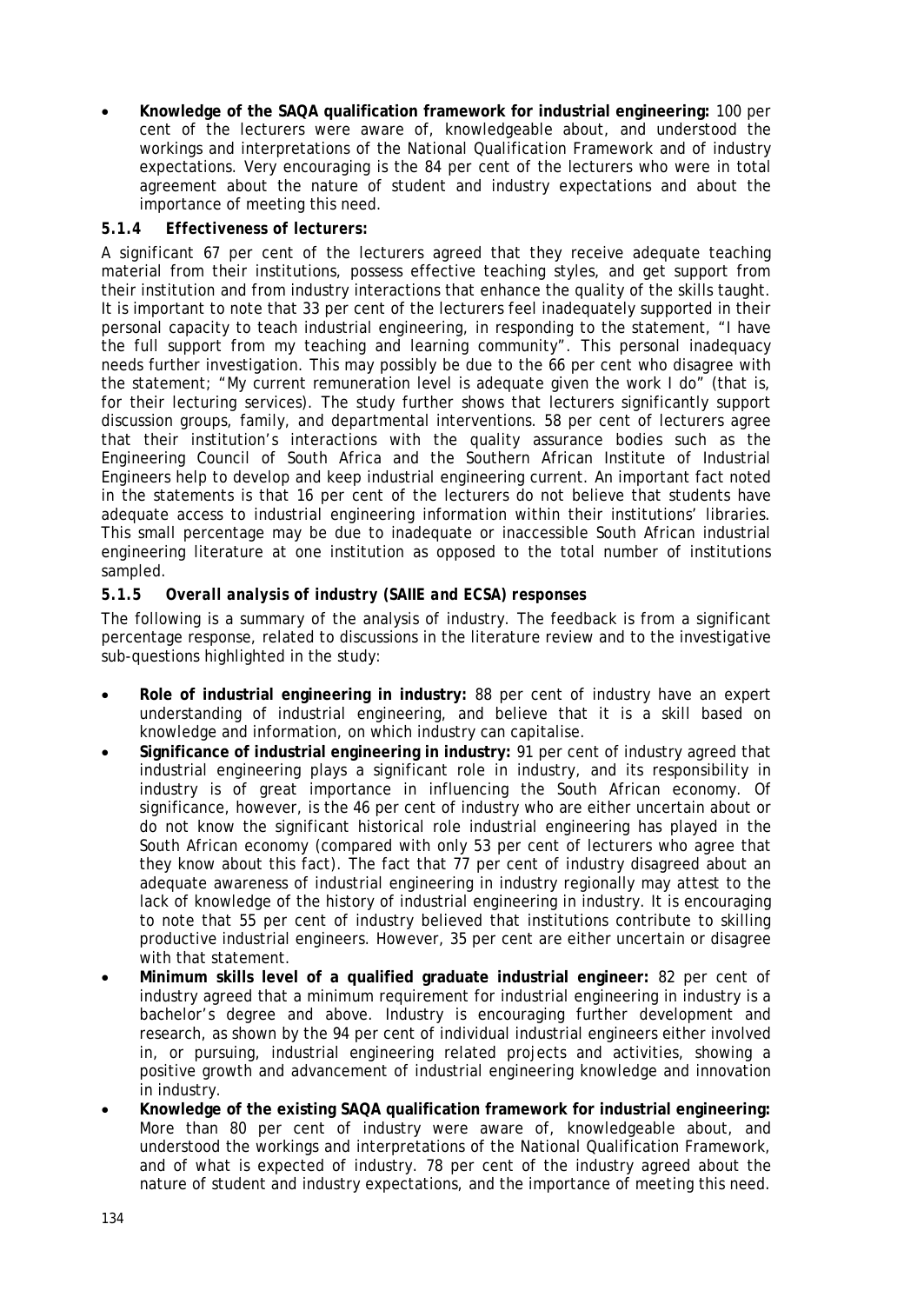- **Knowledge of the SAQA qualification framework for industrial engineering:** 100 per cent of the lecturers were aware of, knowledgeable about, and understood the workings and interpretations of the National Qualification Framework and of industry expectations. Very encouraging is the 84 per cent of the lecturers who were in total agreement about the nature of student and industry expectations and about the importance of meeting this need.

#### 5.1.4 *Effectiveness of lecturers:*

A significant 67 per cent of the lecturers agreed that they receive adequate teaching material from their institutions, possess effective teaching styles, and get support from their institution and from industry interactions that enhance the quality of the skills taught. It is important to note that 33 per cent of the lecturers feel inadequately supported in their personal capacity to teach industrial engineering, in responding to the statement, "I have the full support from my teaching and learning community". This personal inadequacy needs further investigation. This may possibly be due to the 66 per cent who disagree with the statement; "My current remuneration level is adequate given the work I do" (that is, for their lecturing services). The study further shows that lecturers significantly support discussion groups, family, and departmental interventions. 58 per cent of lecturers agree that their institution's interactions with the quality assurance bodies such as the Engineering Council of South Africa and the Southern African Institute of Industrial Engineers help to develop and keep industrial engineering current. An important fact noted in the statements is that 16 per cent of the lecturers do not believe that students have adequate access to industrial engineering information within their institutions' libraries. This small percentage may be due to inadequate or inaccessible South African industrial engineering literature at one institution as opposed to the total number of institutions sampled.

#### 5.1.5 *Overall analysis of industry (SAIIE and ECSA) responses*

The following is a summary of the analysis of industry. The feedback is from a significant percentage response, related to discussions in the literature review and to the investigative sub-questions highlighted in the study:

- **Role of industrial engineering in industry:** 88 per cent of industry have an expert understanding of industrial engineering, and believe that it is a skill based on knowledge and information, on which industry can capitalise.
- **Significance of industrial engineering in industry:** 91 per cent of industry agreed that industrial engineering plays a significant role in industry, and its responsibility in industry is of great importance in influencing the South African economy. Of significance, however, is the 46 per cent of industry who are either uncertain about or do not know the significant historical role industrial engineering has played in the South African economy (compared with only 53 per cent of lecturers who agree that they know about this fact). The fact that 77 per cent of industry disagreed about an adequate awareness of industrial engineering in industry regionally may attest to the lack of knowledge of the history of industrial engineering in industry. It is encouraging to note that 55 per cent of industry believed that institutions contribute to skilling productive industrial engineers. However, 35 per cent are either uncertain or disagree with that statement.
- **Minimum skills level of a qualified graduate industrial engineer:** 82 per cent of industry agreed that a minimum requirement for industrial engineering in industry is a bachelor's degree and above. Industry is encouraging further development and research, as shown by the 94 per cent of individual industrial engineers either involved in, or pursuing, industrial engineering related projects and activities, showing a positive growth and advancement of industrial engineering knowledge and innovation in industry.
- **Knowledge of the existing SAQA qualification framework for industrial engineering:** More than 80 per cent of industry were aware of, knowledgeable about, and understood the workings and interpretations of the National Qualification Framework, and of what is expected of industry. 78 per cent of the industry agreed about the nature of student and industry expectations, and the importance of meeting this need.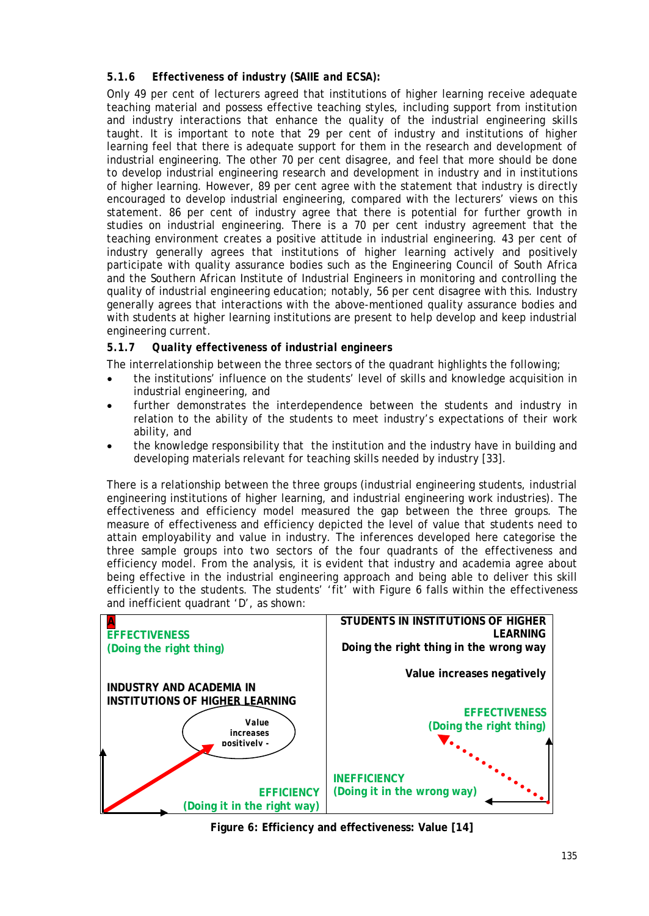### 5.1.6 *Effectiveness of industry (SAIIE and ECSA):*

Only 49 per cent of lecturers agreed that institutions of higher learning receive adequate teaching material and possess effective teaching styles, including support from institution and industry interactions that enhance the quality of the industrial engineering skills taught. It is important to note that 29 per cent of industry and institutions of higher learning feel that there is adequate support for them in the research and development of industrial engineering. The other 70 per cent disagree, and feel that more should be done to develop industrial engineering research and development in industry and in institutions of higher learning. However, 89 per cent agree with the statement that industry is directly encouraged to develop industrial engineering, compared with the lecturers' views on this statement. 86 per cent of industry agree that there is potential for further growth in studies on industrial engineering. There is a 70 per cent industry agreement that the teaching environment creates a positive attitude in industrial engineering. 43 per cent of industry generally agrees that institutions of higher learning actively and positively participate with quality assurance bodies such as the Engineering Council of South Africa and the Southern African Institute of Industrial Engineers in monitoring and controlling the quality of industrial engineering education; notably, 56 per cent disagree with this. Industry generally agrees that interactions with the above-mentioned quality assurance bodies and with students at higher learning institutions are present to help develop and keep industrial engineering current.

### 5.1.7 *Quality effectiveness of industrial engineers*

The interrelationship between the three sectors of the quadrant highlights the following;

- the institutions' influence on the students' level of skills and knowledge acquisition in industrial engineering, and
- further demonstrates the interdependence between the students and industry in relation to the ability of the students to meet industry's expectations of their work ability, and
- the knowledge responsibility that the institution and the industry have in building and developing materials relevant for teaching skills needed by industry [33].

There is a relationship between the three groups (industrial engineering students, industrial engineering institutions of higher learning, and industrial engineering work industries). The effectiveness and efficiency model measured the gap between the three groups. The measure of effectiveness and efficiency depicted the level of value that students need to attain employability and value in industry. The inferences developed here categorise the three sample groups into two sectors of the four quadrants of the effectiveness and efficiency model. From the analysis, it is evident that industry and academia agree about being effective in the industrial engineering approach and being able to deliver this skill efficiently to the students. The students' 'fit' with Figure 6 falls within the effectiveness and inefficient quadrant 'D', as shown:

| A<br>**EFFECTIVENESS (Doing the right thing)**<br><br>**INDUSTRY AND ACADEMIA IN INSTITUTIONS OF HIGHER LEARNING**<br><br>Value increases positively -<br><br>**EFFICIENCY (Doing it in the right way)** | **STUDENTS IN INSTITUTIONS OF HIGHER LEARNING**<br>**Doing the right thing in the wrong way**<br><br>**Value increases negatively**<br><br>**EFFECTIVENESS (Doing the right thing)**<br><br>**INEFFICIENCY (Doing it in the wrong way)** |
|---|---|

**Figure 6: Efficiency and effectiveness: Value [14]**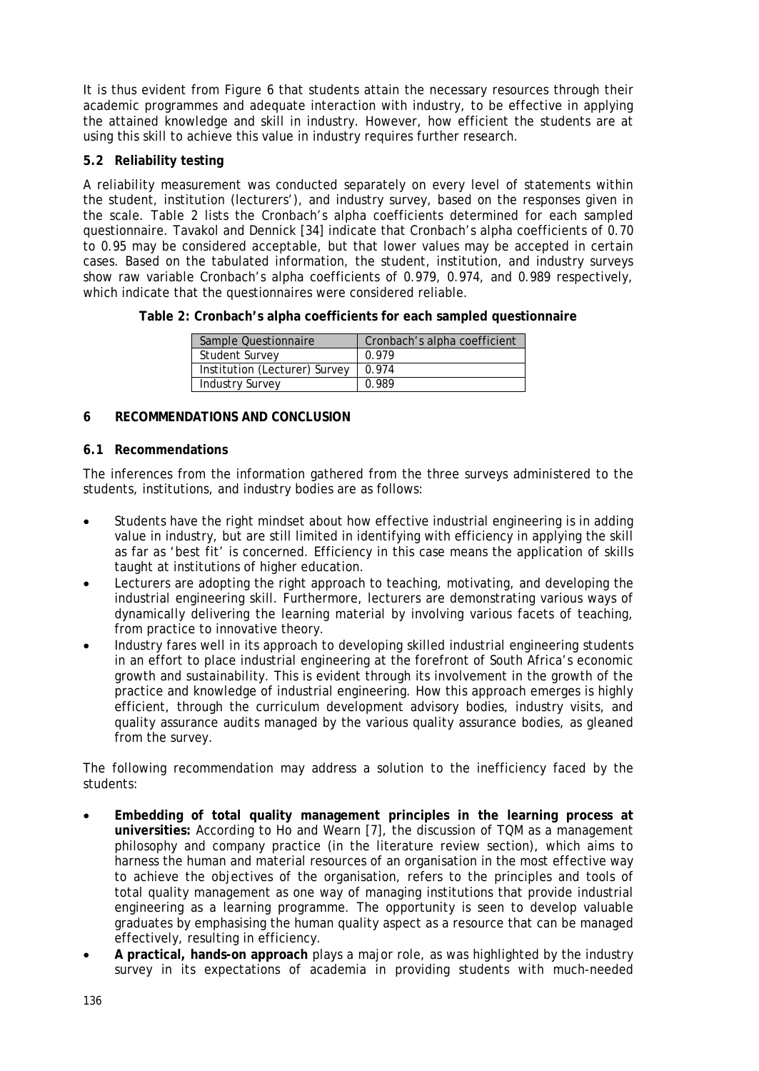It is thus evident from Figure 6 that students attain the necessary resources through their academic programmes and adequate interaction with industry, to be effective in applying the attained knowledge and skill in industry. However, how efficient the students are at using this skill to achieve this value in industry requires further research.

### 5.2 Reliability testing

A reliability measurement was conducted separately on every level of statements within the student, institution (lecturers'), and industry survey, based on the responses given in the scale. Table 2 lists the Cronbach's alpha coefficients determined for each sampled questionnaire. Tavakol and Dennick [34] indicate that Cronbach's alpha coefficients of 0.70 to 0.95 may be considered acceptable, but that lower values may be accepted in certain cases. Based on the tabulated information, the student, institution, and industry surveys show raw variable Cronbach's alpha coefficients of 0.979, 0.974, and 0.989 respectively, which indicate that the questionnaires were considered reliable.

**Table 2: Cronbach's alpha coefficients for each sampled questionnaire**

| Sample Questionnaire | Cronbach's alpha coefficient |
| --- | --- |
| Student Survey | 0.979 |
| Institution (Lecturer) Survey | 0.974 |
| Industry Survey | 0.989 |

## 6 RECOMMENDATIONS AND CONCLUSION

### 6.1 Recommendations

The inferences from the information gathered from the three surveys administered to the students, institutions, and industry bodies are as follows:

- Students have the right mindset about how effective industrial engineering is in adding value in industry, but are still limited in identifying with efficiency in applying the skill as far as 'best fit' is concerned. Efficiency in this case means the application of skills taught at institutions of higher education.
- Lecturers are adopting the right approach to teaching, motivating, and developing the industrial engineering skill. Furthermore, lecturers are demonstrating various ways of dynamically delivering the learning material by involving various facets of teaching, from practice to innovative theory.
- Industry fares well in its approach to developing skilled industrial engineering students in an effort to place industrial engineering at the forefront of South Africa's economic growth and sustainability. This is evident through its involvement in the growth of the practice and knowledge of industrial engineering. How this approach emerges is highly efficient, through the curriculum development advisory bodies, industry visits, and quality assurance audits managed by the various quality assurance bodies, as gleaned from the survey.

The following recommendation may address a solution to the inefficiency faced by the students:

- **Embedding of total quality management principles in the learning process at universities:** According to Ho and Wearn [7], the discussion of TQM as a management philosophy and company practice (in the literature review section), which aims to harness the human and material resources of an organisation in the most effective way to achieve the objectives of the organisation, refers to the principles and tools of total quality management as one way of managing institutions that provide industrial engineering as a learning programme. The opportunity is seen to develop valuable graduates by emphasising the human quality aspect as a resource that can be managed effectively, resulting in efficiency.
- **A practical, hands-on approach** plays a major role, as was highlighted by the industry survey in its expectations of academia in providing students with much-needed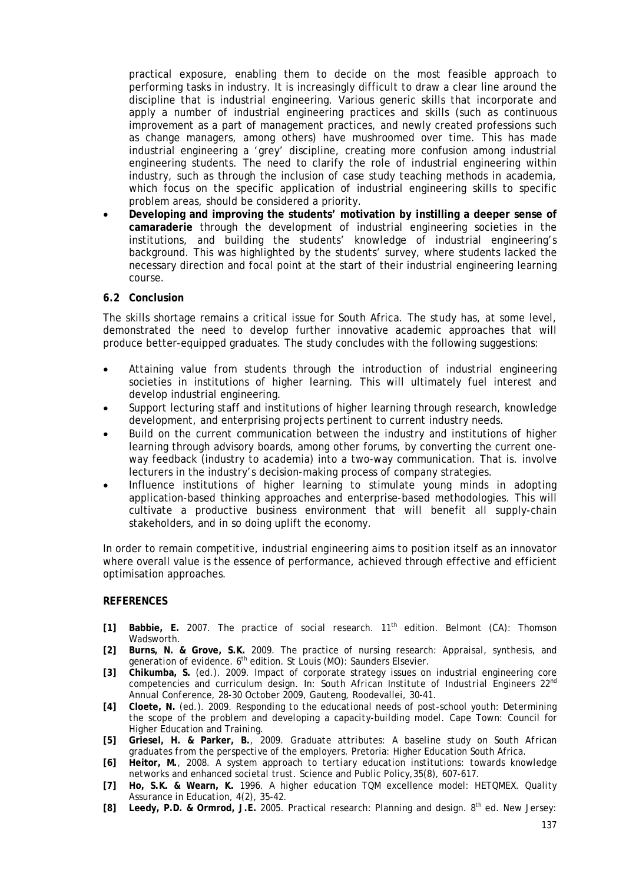practical exposure, enabling them to decide on the most feasible approach to performing tasks in industry. It is increasingly difficult to draw a clear line around the discipline that is industrial engineering. Various generic skills that incorporate and apply a number of industrial engineering practices and skills (such as continuous improvement as a part of management practices, and newly created professions such as change managers, among others) have mushroomed over time. This has made industrial engineering a 'grey' discipline, creating more confusion among industrial engineering students. The need to clarify the role of industrial engineering within industry, such as through the inclusion of case study teaching methods in academia, which focus on the specific application of industrial engineering skills to specific problem areas, should be considered a priority.

- **Developing and improving the students' motivation by instilling a deeper sense of camaraderie** through the development of industrial engineering societies in the institutions, and building the students' knowledge of industrial engineering's background. This was highlighted by the students' survey, where students lacked the necessary direction and focal point at the start of their industrial engineering learning course.

### 6.2 Conclusion

The skills shortage remains a critical issue for South Africa. The study has, at some level, demonstrated the need to develop further innovative academic approaches that will produce better-equipped graduates. The study concludes with the following suggestions:

- Attaining value from students through the introduction of industrial engineering societies in institutions of higher learning. This will ultimately fuel interest and develop industrial engineering.
- Support lecturing staff and institutions of higher learning through research, knowledge development, and enterprising projects pertinent to current industry needs.
- Build on the current communication between the industry and institutions of higher learning through advisory boards, among other forums, by converting the current one-way feedback (industry to academia) into a two-way communication. That is. involve lecturers in the industry's decision-making process of company strategies.
- Influence institutions of higher learning to stimulate young minds in adopting application-based thinking approaches and enterprise-based methodologies. This will cultivate a productive business environment that will benefit all supply-chain stakeholders, and in so doing uplift the economy.

In order to remain competitive, industrial engineering aims to position itself as an innovator where overall value is the essence of performance, achieved through effective and efficient optimisation approaches.

## REFERENCES

- **[1]** **Babbie, E.** 2007. *The practice of social research*. 11th edition. Belmont (CA): Thomson Wadsworth.
- **[2]** **Burns, N. & Grove, S.K.** 2009. *The practice of nursing research: Appraisal, synthesis, and generation of evidence*. 6th edition. St Louis (MO): Saunders Elsevier.
- **[3]** **Chikumba, S.** (ed.). 2009. Impact of corporate strategy issues on industrial engineering core competencies and curriculum design. In: *South African Institute of Industrial Engineers 22nd Annual Conference*, 28-30 October 2009, Gauteng, Roodevallei, 30-41.
- **[4]** **Cloete, N.** (ed.). 2009. *Responding to the educational needs of post-school youth: Determining the scope of the problem and developing a capacity-building model*. Cape Town: Council for Higher Education and Training.
- **[5]** **Griesel, H. & Parker, B.**, 2009. *Graduate attributes: A baseline study on South African graduates from the perspective of the employers*. Pretoria: Higher Education South Africa.
- **[6]** **Heitor, M.**, 2008. A system approach to tertiary education institutions: towards knowledge networks and enhanced societal trust. *Science and Public Policy*, 35(8), 607-617.
- **[7]** **Ho, S.K. & Wearn, K.** 1996. A higher education TQM excellence model: HETQMEX. *Quality Assurance in Education*, 4(2), 35-42.
- **[8]** **Leedy, P.D. & Ormrod, J.E.** 2005. *Practical research: Planning and design*. 8th ed. New Jersey: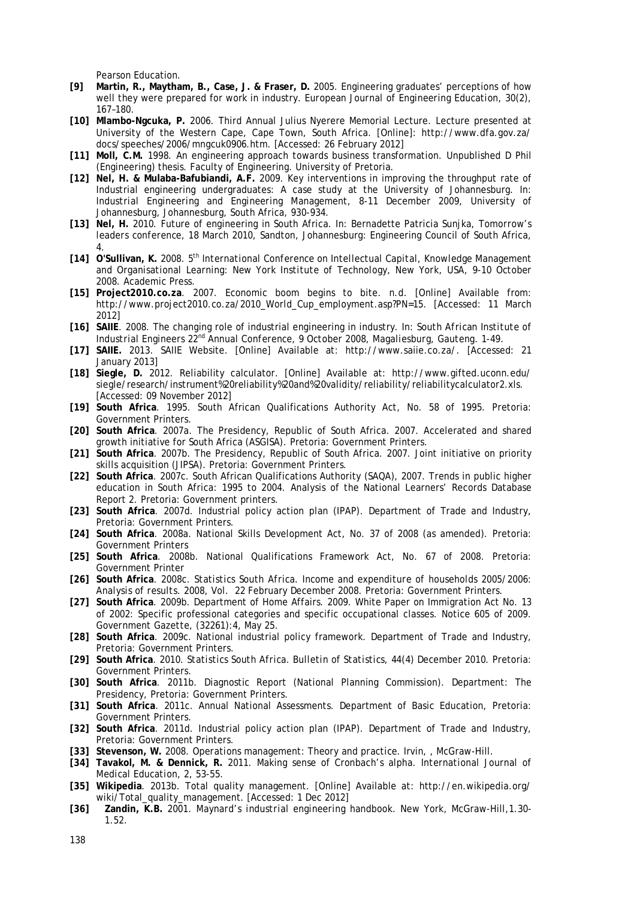Pearson Education.

**[9]** **Martin, R., Maytham, B., Case, J. & Fraser, D.** 2005. Engineering graduates' perceptions of how well they were prepared for work in industry. *European Journal of Engineering Education*, 30(2), 167–180.

**[10]** **Mlambo-Ngcuka, P.** 2006. Third Annual Julius Nyerere Memorial Lecture. Lecture presented at University of the Western Cape, Cape Town, South Africa. [Online]: http://www.dfa.gov.za/docs/speeches/2006/mngcuk0906.htm. [Accessed: 26 February 2012]

**[11]** **Moll, C.M.** 1998. An engineering approach towards business transformation. Unpublished D Phil (Engineering) thesis. Faculty of Engineering. University of Pretoria.

**[12]** **Nel, H. & Mulaba-Bafubiandi, A.F.** 2009. Key interventions in improving the throughput rate of Industrial engineering undergraduates: A case study at the University of Johannesburg. In: Industrial Engineering and Engineering Management, 8-11 December 2009, University of Johannesburg, Johannesburg, South Africa, 930-934.

**[13]** **Nel, H.** 2010. Future of engineering in South Africa. In: Bernadette Patricia Sunjka, Tomorrow's leaders conference, 18 March 2010, Sandton, Johannesburg: Engineering Council of South Africa, 4.

**[14]** **O'Sullivan, K.** 2008. 5th International Conference on Intellectual Capital, Knowledge Management and Organisational Learning: New York Institute of Technology, New York, USA, 9-10 October 2008. Academic Press.

**[15]** **Project2010.co.za**. 2007. Economic boom begins to bite. n.d. [Online] Available from: http://www.project2010.co.za/2010_World_Cup_employment.asp?PN=15. [Accessed: 11 March 2012]

**[16]** **SAIIE**. 2008. The changing role of industrial engineering in industry. In: South African Institute of Industrial Engineers 22nd Annual Conference, 9 October 2008, Magaliesburg, Gauteng. 1-49.

**[17]** **SAIIE.** 2013. SAIIE Website. [Online] Available at: http://www.saiie.co.za/. [Accessed: 21 January 2013]

**[18]** **Siegle, D.** 2012. Reliability calculator. [Online] Available at: http://www.gifted.uconn.edu/siegle/research/instrument%20reliability%20and%20validity/reliability/reliabilitycalculator2.xls. [Accessed: 09 November 2012]

**[19]** **South Africa**. 1995. South African Qualifications Authority Act, No. 58 of 1995. Pretoria: Government Printers.

**[20]** **South Africa**. 2007a. The Presidency, Republic of South Africa. 2007. Accelerated and shared growth initiative for South Africa (ASGISA). Pretoria: Government Printers.

**[21]** **South Africa**. 2007b. The Presidency, Republic of South Africa. 2007. Joint initiative on priority skills acquisition (JIPSA). Pretoria: Government Printers.

**[22]** **South Africa**. 2007c. South African Qualifications Authority (SAQA), 2007. Trends in public higher education in South Africa: 1995 to 2004. Analysis of the National Learners' Records Database Report 2. Pretoria: Government printers.

**[23]** **South Africa**. 2007d. Industrial policy action plan (IPAP). Department of Trade and Industry, Pretoria: Government Printers.

**[24]** **South Africa**. 2008a. National Skills Development Act, No. 37 of 2008 (as amended). Pretoria: Government Printers

**[25]** **South Africa**. 2008b. National Qualifications Framework Act, No. 67 of 2008. Pretoria: Government Printer

**[26]** **South Africa**. 2008c. Statistics South Africa. Income and expenditure of households 2005/2006: Analysis of results. 2008, Vol. 22 February December 2008. Pretoria: Government Printers.

**[27]** **South Africa**. 2009b. Department of Home Affairs. 2009. White Paper on Immigration Act No. 13 of 2002: Specific professional categories and specific occupational classes. Notice 605 of 2009. *Government Gazette*, (32261):4, May 25.

**[28]** **South Africa**. 2009c. National industrial policy framework. Department of Trade and Industry, Pretoria: Government Printers.

**[29]** **South Africa**. 2010. Statistics South Africa. *Bulletin of Statistics*, 44(4) December 2010. Pretoria: Government Printers.

**[30]** **South Africa**. 2011b. Diagnostic Report (National Planning Commission). Department: The Presidency, Pretoria: Government Printers.

**[31]** **South Africa**. 2011c. Annual National Assessments. Department of Basic Education, Pretoria: Government Printers.

**[32]** **South Africa**. 2011d. Industrial policy action plan (IPAP). Department of Trade and Industry, Pretoria: Government Printers.

**[33]** **Stevenson, W.** 2008. Operations management: Theory and practice. Irvin, , McGraw-Hill.

**[34]** **Tavakol, M. & Dennick, R.** 2011. Making sense of Cronbach's alpha. *International Journal of Medical Education*, 2, 53-55.

**[35]** **Wikipedia**. 2013b. Total quality management. [Online] Available at: http://en.wikipedia.org/wiki/Total_quality_management. [Accessed: 1 Dec 2012]

**[36]** **Zandin, K.B.** 2001. Maynard's industrial engineering handbook. New York, McGraw-Hill,1.30-1.52.